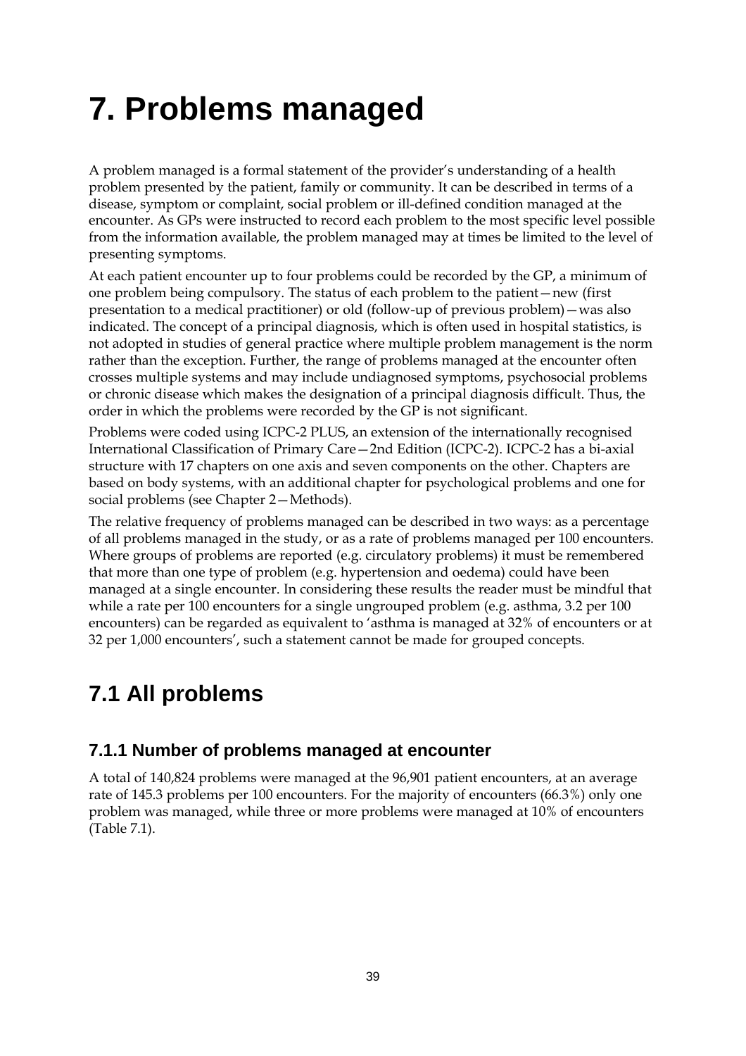# 7. Problems managed

A problem managed is a formal statement of the provider's understanding of a health problem presented by the patient, family or community. It can be described in terms of a disease, symptom or complaint, social problem or ill-defined condition managed at the encounter. As GPs were instructed to record each problem to the most specific level possible from the information available, the problem managed may at times be limited to the level of presenting symptoms.

At each patient encounter up to four problems could be recorded by the GP, a minimum of one problem being compulsory. The status of each problem to the patient—new (first presentation to a medical practitioner) or old (follow-up of previous problem)—was also indicated. The concept of a principal diagnosis, which is often used in hospital statistics, is not adopted in studies of general practice where multiple problem management is the norm rather than the exception. Further, the range of problems managed at the encounter often crosses multiple systems and may include undiagnosed symptoms, psychosocial problems or chronic disease which makes the designation of a principal diagnosis difficult. Thus, the order in which the problems were recorded by the GP is not significant.

Problems were coded using ICPC-2 PLUS, an extension of the internationally recognised International Classification of Primary Care—2nd Edition (ICPC-2). ICPC-2 has a bi-axial structure with 17 chapters on one axis and seven components on the other. Chapters are based on body systems, with an additional chapter for psychological problems and one for social problems (see Chapter 2—Methods).

The relative frequency of problems managed can be described in two ways: as a percentage of all problems managed in the study, or as a rate of problems managed per 100 encounters. Where groups of problems are reported (e.g. circulatory problems) it must be remembered that more than one type of problem (e.g. hypertension and oedema) could have been managed at a single encounter. In considering these results the reader must be mindful that while a rate per 100 encounters for a single ungrouped problem (e.g. asthma, 3.2 per 100 encounters) can be regarded as equivalent to 'asthma is managed at 32% of encounters or at 32 per 1,000 encounters', such a statement cannot be made for grouped concepts.

## 7.1 All problems

### 7.1.1 Number of problems managed at encounter

A total of 140,824 problems were managed at the 96,901 patient encounters, at an average rate of 145.3 problems per 100 encounters. For the majority of encounters (66.3%) only one problem was managed, while three or more problems were managed at 10% of encounters (Table 7.1).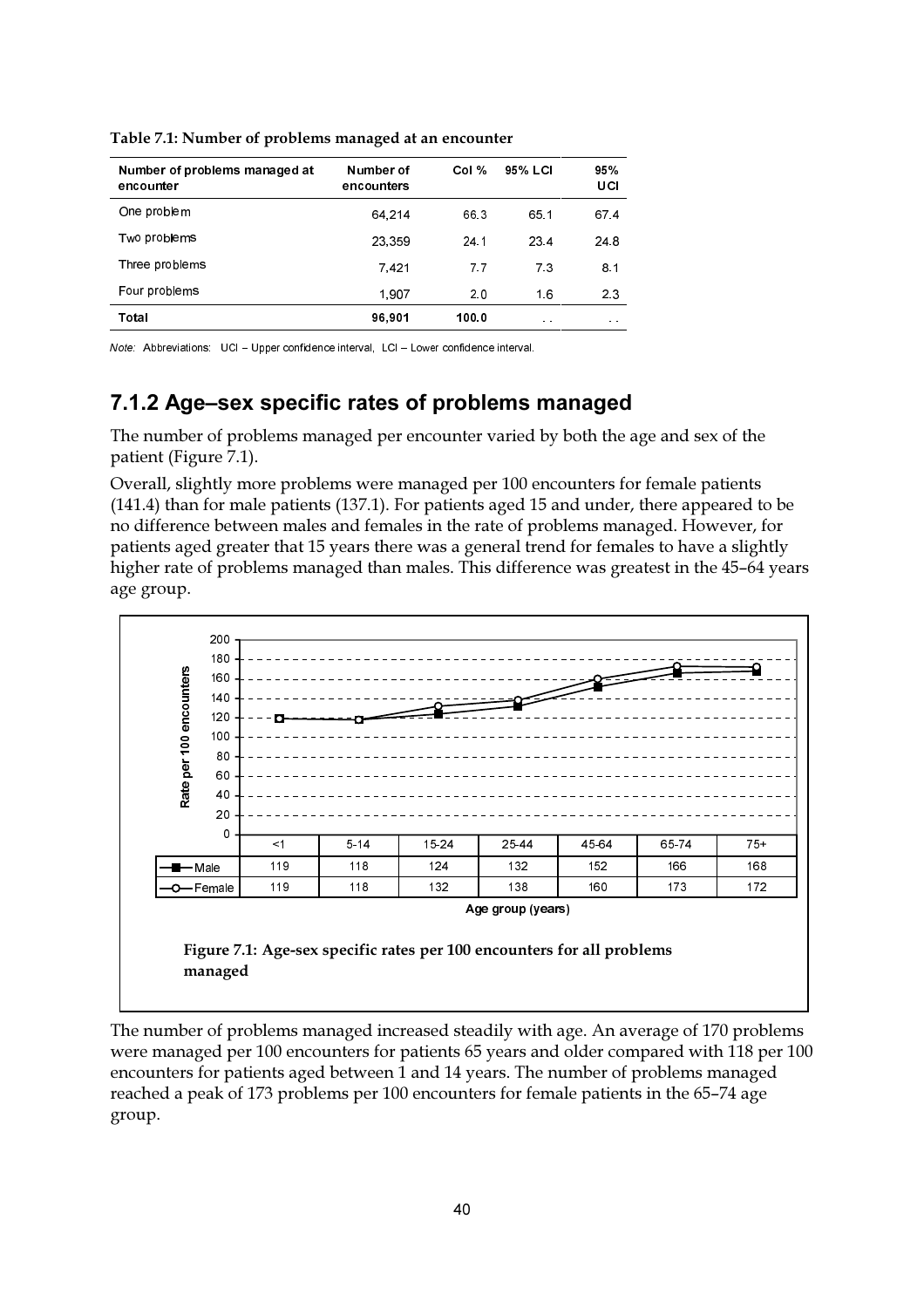**Table 7.1: Number of problems managed at an encounter**

| Number of problems managed at encounter | Number of encounters | Col % | 95% LCI | 95% UCI |
|---|---|---|---|---|
| One problem | 64,214 | 66.3 | 65.1 | 67.4 |
| Two problems | 23,359 | 24.1 | 23.4 | 24.8 |
| Three problems | 7,421 | 7.7 | 7.3 | 8.1 |
| Four problems | 1,907 | 2.0 | 1.6 | 2.3 |
| **Total** | **96,901** | **100.0** | . . | . . |

*Note:* Abbreviations: UCI – Upper confidence interval, LCI – Lower confidence interval.

## 7.1.2 Age–sex specific rates of problems managed

The number of problems managed per encounter varied by both the age and sex of the patient (Figure 7.1).

Overall, slightly more problems were managed per 100 encounters for female patients (141.4) than for male patients (137.1). For patients aged 15 and under, there appeared to be no difference between males and females in the rate of problems managed. However, for patients aged greater that 15 years there was a general trend for females to have a slightly higher rate of problems managed than males. This difference was greatest in the 45–64 years age group.

| | <1 | 5-14 | 15-24 | 25-44 | 45-64 | 65-74 | 75+ |
|---|---|---|---|---|---|---|---|
| Male | 119 | 118 | 124 | 132 | 152 | 166 | 168 |
| Female | 119 | 118 | 132 | 138 | 160 | 173 | 172 |

Age group (years)

**Figure 7.1: Age-sex specific rates per 100 encounters for all problems managed**

The number of problems managed increased steadily with age. An average of 170 problems were managed per 100 encounters for patients 65 years and older compared with 118 per 100 encounters for patients aged between 1 and 14 years. The number of problems managed reached a peak of 173 problems per 100 encounters for female patients in the 65–74 age group.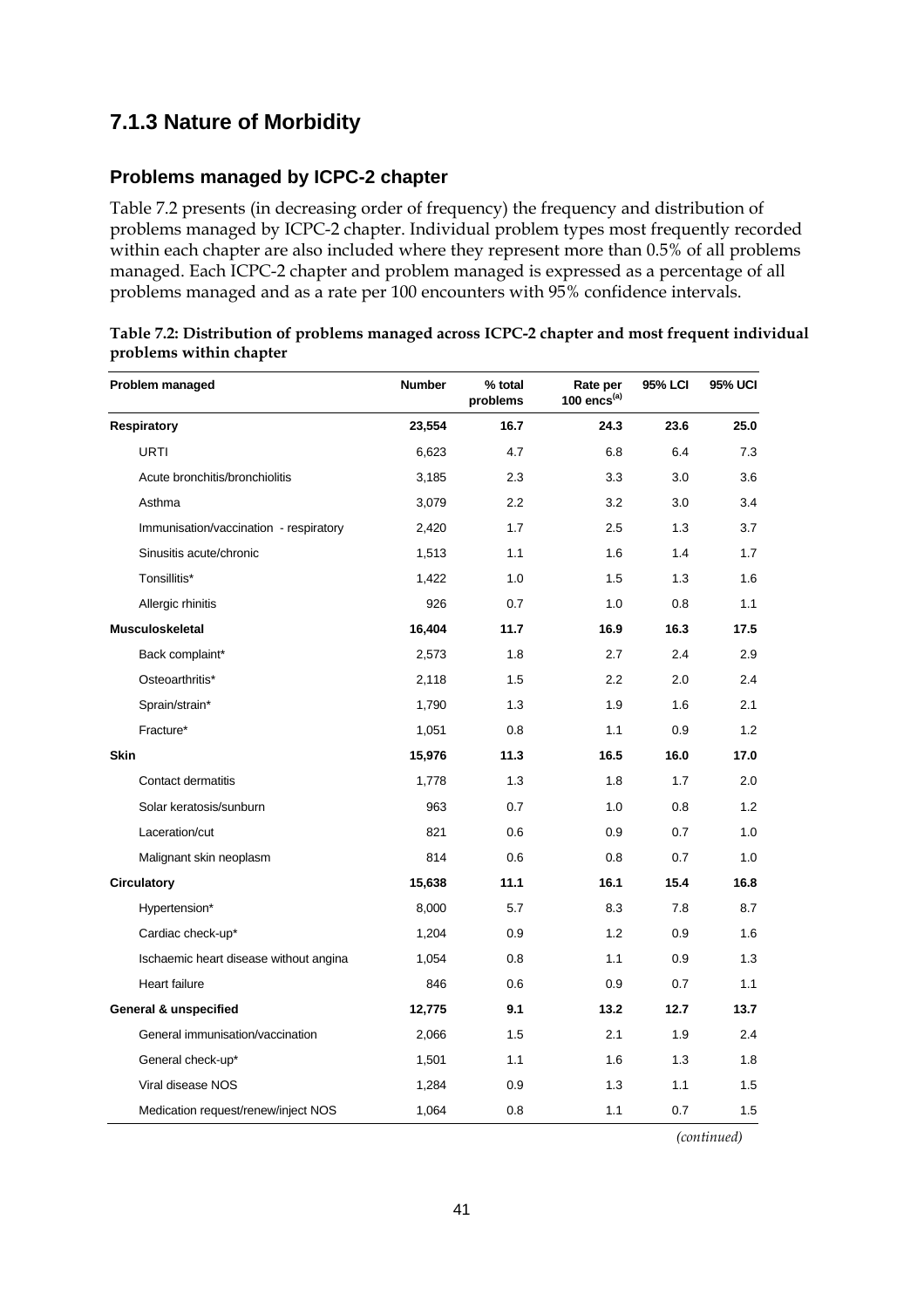## 7.1.3 Nature of Morbidity

### Problems managed by ICPC-2 chapter

Table 7.2 presents (in decreasing order of frequency) the frequency and distribution of problems managed by ICPC-2 chapter. Individual problem types most frequently recorded within each chapter are also included where they represent more than 0.5% of all problems managed. Each ICPC-2 chapter and problem managed is expressed as a percentage of all problems managed and as a rate per 100 encounters with 95% confidence intervals.

**Table 7.2: Distribution of problems managed across ICPC-2 chapter and most frequent individual problems within chapter**

| Problem managed | Number | % total problems | Rate per 100 encs[(a)] | 95% LCI | 95% UCI |
|---|---|---|---|---|---|
| **Respiratory** | **23,554** | **16.7** | **24.3** | **23.6** | **25.0** |
| URTI | 6,623 | 4.7 | 6.8 | 6.4 | 7.3 |
| Acute bronchitis/bronchiolitis | 3,185 | 2.3 | 3.3 | 3.0 | 3.6 |
| Asthma | 3,079 | 2.2 | 3.2 | 3.0 | 3.4 |
| Immunisation/vaccination - respiratory | 2,420 | 1.7 | 2.5 | 1.3 | 3.7 |
| Sinusitis acute/chronic | 1,513 | 1.1 | 1.6 | 1.4 | 1.7 |
| Tonsillitis* | 1,422 | 1.0 | 1.5 | 1.3 | 1.6 |
| Allergic rhinitis | 926 | 0.7 | 1.0 | 0.8 | 1.1 |
| **Musculoskeletal** | **16,404** | **11.7** | **16.9** | **16.3** | **17.5** |
| Back complaint* | 2,573 | 1.8 | 2.7 | 2.4 | 2.9 |
| Osteoarthritis* | 2,118 | 1.5 | 2.2 | 2.0 | 2.4 |
| Sprain/strain* | 1,790 | 1.3 | 1.9 | 1.6 | 2.1 |
| Fracture* | 1,051 | 0.8 | 1.1 | 0.9 | 1.2 |
| **Skin** | **15,976** | **11.3** | **16.5** | **16.0** | **17.0** |
| Contact dermatitis | 1,778 | 1.3 | 1.8 | 1.7 | 2.0 |
| Solar keratosis/sunburn | 963 | 0.7 | 1.0 | 0.8 | 1.2 |
| Laceration/cut | 821 | 0.6 | 0.9 | 0.7 | 1.0 |
| Malignant skin neoplasm | 814 | 0.6 | 0.8 | 0.7 | 1.0 |
| **Circulatory** | **15,638** | **11.1** | **16.1** | **15.4** | **16.8** |
| Hypertension* | 8,000 | 5.7 | 8.3 | 7.8 | 8.7 |
| Cardiac check-up* | 1,204 | 0.9 | 1.2 | 0.9 | 1.6 |
| Ischaemic heart disease without angina | 1,054 | 0.8 | 1.1 | 0.9 | 1.3 |
| Heart failure | 846 | 0.6 | 0.9 | 0.7 | 1.1 |
| **General & unspecified** | **12,775** | **9.1** | **13.2** | **12.7** | **13.7** |
| General immunisation/vaccination | 2,066 | 1.5 | 2.1 | 1.9 | 2.4 |
| General check-up* | 1,501 | 1.1 | 1.6 | 1.3 | 1.8 |
| Viral disease NOS | 1,284 | 0.9 | 1.3 | 1.1 | 1.5 |
| Medication request/renew/inject NOS | 1,064 | 0.8 | 1.1 | 0.7 | 1.5 |

*(continued)*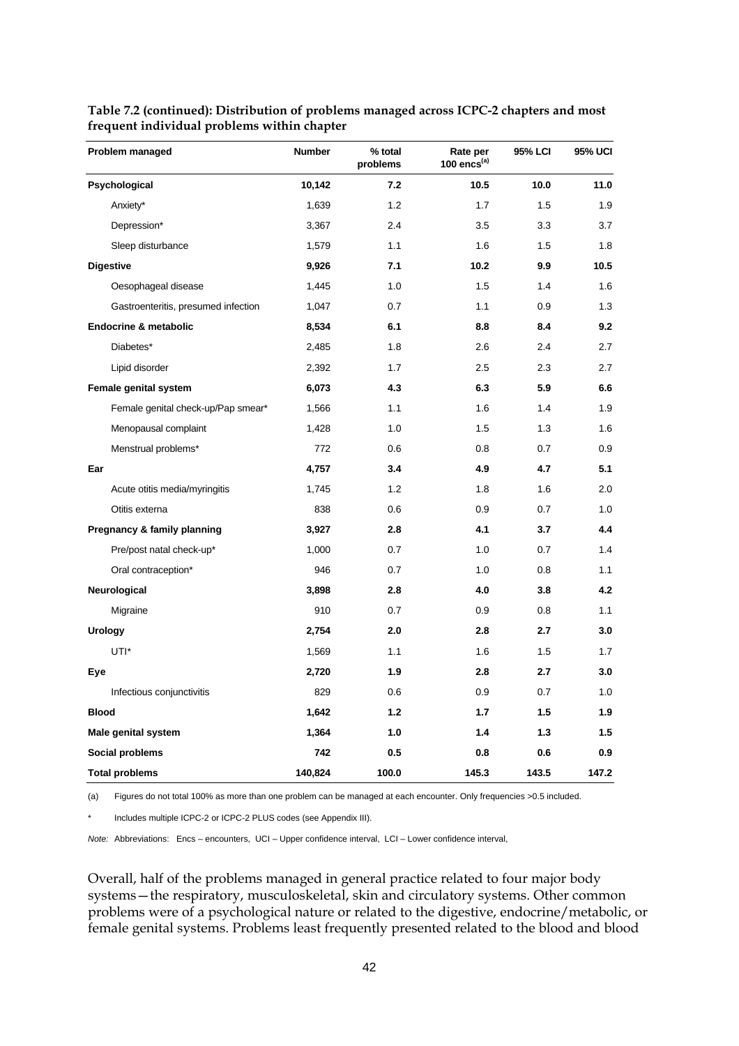**Table 7.2 (continued): Distribution of problems managed across ICPC-2 chapters and most frequent individual problems within chapter**

| Problem managed | Number | % total problems | Rate per 100 encs[(a)] | 95% LCI | 95% UCI |
|---|---|---|---|---|---|
| **Psychological** | **10,142** | **7.2** | **10.5** | **10.0** | **11.0** |
| Anxiety* | 1,639 | 1.2 | 1.7 | 1.5 | 1.9 |
| Depression* | 3,367 | 2.4 | 3.5 | 3.3 | 3.7 |
| Sleep disturbance | 1,579 | 1.1 | 1.6 | 1.5 | 1.8 |
| **Digestive** | **9,926** | **7.1** | **10.2** | **9.9** | **10.5** |
| Oesophageal disease | 1,445 | 1.0 | 1.5 | 1.4 | 1.6 |
| Gastroenteritis, presumed infection | 1,047 | 0.7 | 1.1 | 0.9 | 1.3 |
| **Endocrine & metabolic** | **8,534** | **6.1** | **8.8** | **8.4** | **9.2** |
| Diabetes* | 2,485 | 1.8 | 2.6 | 2.4 | 2.7 |
| Lipid disorder | 2,392 | 1.7 | 2.5 | 2.3 | 2.7 |
| **Female genital system** | **6,073** | **4.3** | **6.3** | **5.9** | **6.6** |
| Female genital check-up/Pap smear* | 1,566 | 1.1 | 1.6 | 1.4 | 1.9 |
| Menopausal complaint | 1,428 | 1.0 | 1.5 | 1.3 | 1.6 |
| Menstrual problems* | 772 | 0.6 | 0.8 | 0.7 | 0.9 |
| **Ear** | **4,757** | **3.4** | **4.9** | **4.7** | **5.1** |
| Acute otitis media/myringitis | 1,745 | 1.2 | 1.8 | 1.6 | 2.0 |
| Otitis externa | 838 | 0.6 | 0.9 | 0.7 | 1.0 |
| **Pregnancy & family planning** | **3,927** | **2.8** | **4.1** | **3.7** | **4.4** |
| Pre/post natal check-up* | 1,000 | 0.7 | 1.0 | 0.7 | 1.4 |
| Oral contraception* | 946 | 0.7 | 1.0 | 0.8 | 1.1 |
| **Neurological** | **3,898** | **2.8** | **4.0** | **3.8** | **4.2** |
| Migraine | 910 | 0.7 | 0.9 | 0.8 | 1.1 |
| **Urology** | **2,754** | **2.0** | **2.8** | **2.7** | **3.0** |
| UTI* | 1,569 | 1.1 | 1.6 | 1.5 | 1.7 |
| **Eye** | **2,720** | **1.9** | **2.8** | **2.7** | **3.0** |
| Infectious conjunctivitis | 829 | 0.6 | 0.9 | 0.7 | 1.0 |
| **Blood** | **1,642** | **1.2** | **1.7** | **1.5** | **1.9** |
| **Male genital system** | **1,364** | **1.0** | **1.4** | **1.3** | **1.5** |
| **Social problems** | **742** | **0.5** | **0.8** | **0.6** | **0.9** |
| **Total problems** | **140,824** | **100.0** | **145.3** | **143.5** | **147.2** |

(a) Figures do not total 100% as more than one problem can be managed at each encounter. Only frequencies >0.5 included.

\* Includes multiple ICPC-2 or ICPC-2 PLUS codes (see Appendix III).

*Note:* Abbreviations: Encs – encounters, UCI – Upper confidence interval, LCI – Lower confidence interval,

Overall, half of the problems managed in general practice related to four major body systems—the respiratory, musculoskeletal, skin and circulatory systems. Other common problems were of a psychological nature or related to the digestive, endocrine/metabolic, or female genital systems. Problems least frequently presented related to the blood and blood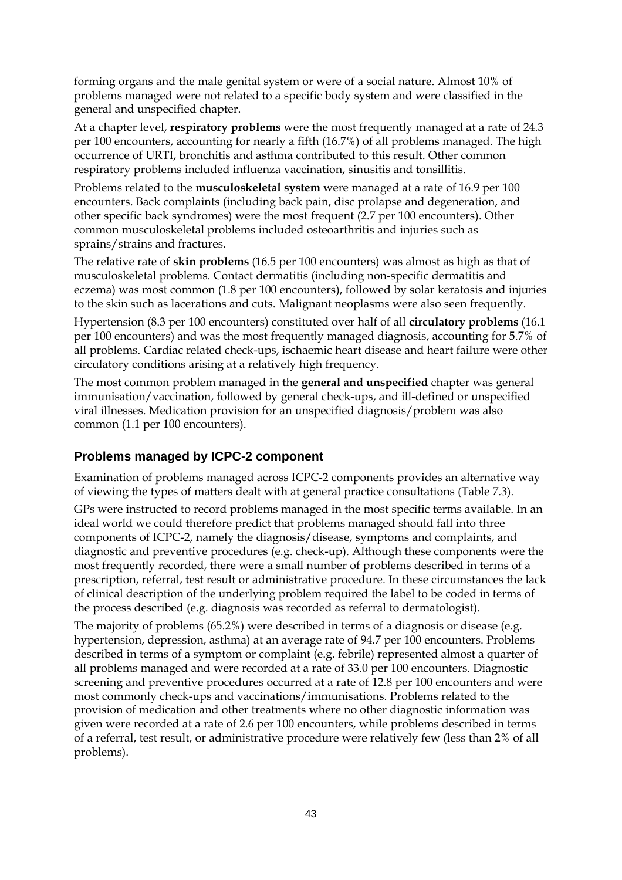forming organs and the male genital system or were of a social nature. Almost 10% of problems managed were not related to a specific body system and were classified in the general and unspecified chapter.

At a chapter level, **respiratory problems** were the most frequently managed at a rate of 24.3 per 100 encounters, accounting for nearly a fifth (16.7%) of all problems managed. The high occurrence of URTI, bronchitis and asthma contributed to this result. Other common respiratory problems included influenza vaccination, sinusitis and tonsillitis.

Problems related to the **musculoskeletal system** were managed at a rate of 16.9 per 100 encounters. Back complaints (including back pain, disc prolapse and degeneration, and other specific back syndromes) were the most frequent (2.7 per 100 encounters). Other common musculoskeletal problems included osteoarthritis and injuries such as sprains/strains and fractures.

The relative rate of **skin problems** (16.5 per 100 encounters) was almost as high as that of musculoskeletal problems. Contact dermatitis (including non-specific dermatitis and eczema) was most common (1.8 per 100 encounters), followed by solar keratosis and injuries to the skin such as lacerations and cuts. Malignant neoplasms were also seen frequently.

Hypertension (8.3 per 100 encounters) constituted over half of all **circulatory problems** (16.1 per 100 encounters) and was the most frequently managed diagnosis, accounting for 5.7% of all problems. Cardiac related check-ups, ischaemic heart disease and heart failure were other circulatory conditions arising at a relatively high frequency.

The most common problem managed in the **general and unspecified** chapter was general immunisation/vaccination, followed by general check-ups, and ill-defined or unspecified viral illnesses. Medication provision for an unspecified diagnosis/problem was also common (1.1 per 100 encounters).

## Problems managed by ICPC-2 component

Examination of problems managed across ICPC-2 components provides an alternative way of viewing the types of matters dealt with at general practice consultations (Table 7.3).

GPs were instructed to record problems managed in the most specific terms available. In an ideal world we could therefore predict that problems managed should fall into three components of ICPC-2, namely the diagnosis/disease, symptoms and complaints, and diagnostic and preventive procedures (e.g. check-up). Although these components were the most frequently recorded, there were a small number of problems described in terms of a prescription, referral, test result or administrative procedure. In these circumstances the lack of clinical description of the underlying problem required the label to be coded in terms of the process described (e.g. diagnosis was recorded as referral to dermatologist).

The majority of problems (65.2%) were described in terms of a diagnosis or disease (e.g. hypertension, depression, asthma) at an average rate of 94.7 per 100 encounters. Problems described in terms of a symptom or complaint (e.g. febrile) represented almost a quarter of all problems managed and were recorded at a rate of 33.0 per 100 encounters. Diagnostic screening and preventive procedures occurred at a rate of 12.8 per 100 encounters and were most commonly check-ups and vaccinations/immunisations. Problems related to the provision of medication and other treatments where no other diagnostic information was given were recorded at a rate of 2.6 per 100 encounters, while problems described in terms of a referral, test result, or administrative procedure were relatively few (less than 2% of all problems).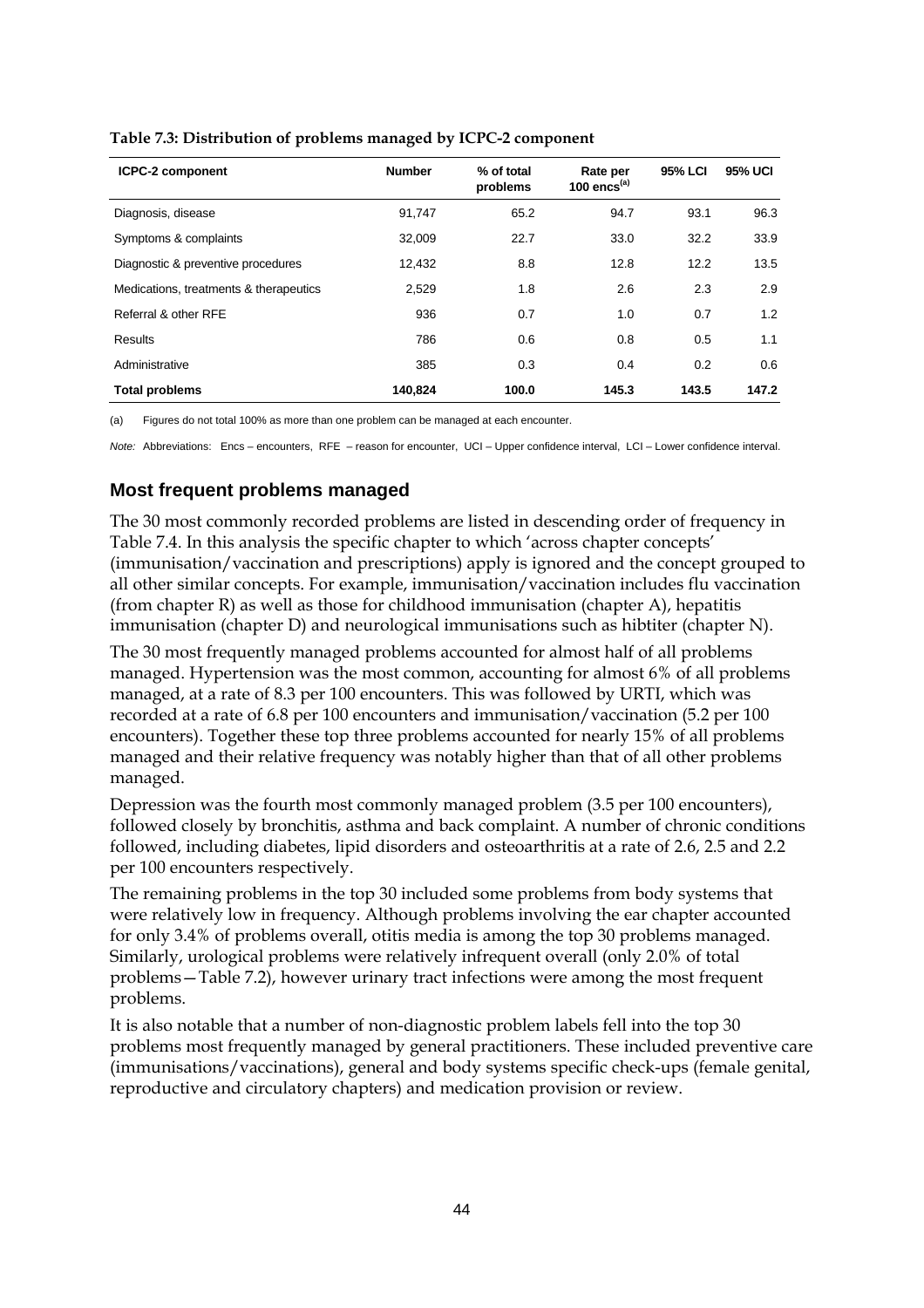**Table 7.3: Distribution of problems managed by ICPC-2 component**

| ICPC-2 component | Number | % of total problems | Rate per 100 encs[(a)] | 95% LCI | 95% UCI |
|---|---|---|---|---|---|
| Diagnosis, disease | 91,747 | 65.2 | 94.7 | 93.1 | 96.3 |
| Symptoms & complaints | 32,009 | 22.7 | 33.0 | 32.2 | 33.9 |
| Diagnostic & preventive procedures | 12,432 | 8.8 | 12.8 | 12.2 | 13.5 |
| Medications, treatments & therapeutics | 2,529 | 1.8 | 2.6 | 2.3 | 2.9 |
| Referral & other RFE | 936 | 0.7 | 1.0 | 0.7 | 1.2 |
| Results | 786 | 0.6 | 0.8 | 0.5 | 1.1 |
| Administrative | 385 | 0.3 | 0.4 | 0.2 | 0.6 |
| **Total problems** | **140,824** | **100.0** | **145.3** | **143.5** | **147.2** |

(a) Figures do not total 100% as more than one problem can be managed at each encounter.

*Note:* Abbreviations: Encs – encounters, RFE – reason for encounter, UCI – Upper confidence interval, LCI – Lower confidence interval.

## Most frequent problems managed

The 30 most commonly recorded problems are listed in descending order of frequency in Table 7.4. In this analysis the specific chapter to which 'across chapter concepts' (immunisation/vaccination and prescriptions) apply is ignored and the concept grouped to all other similar concepts. For example, immunisation/vaccination includes flu vaccination (from chapter R) as well as those for childhood immunisation (chapter A), hepatitis immunisation (chapter D) and neurological immunisations such as hibtiter (chapter N).

The 30 most frequently managed problems accounted for almost half of all problems managed. Hypertension was the most common, accounting for almost 6% of all problems managed, at a rate of 8.3 per 100 encounters. This was followed by URTI, which was recorded at a rate of 6.8 per 100 encounters and immunisation/vaccination (5.2 per 100 encounters). Together these top three problems accounted for nearly 15% of all problems managed and their relative frequency was notably higher than that of all other problems managed.

Depression was the fourth most commonly managed problem (3.5 per 100 encounters), followed closely by bronchitis, asthma and back complaint. A number of chronic conditions followed, including diabetes, lipid disorders and osteoarthritis at a rate of 2.6, 2.5 and 2.2 per 100 encounters respectively.

The remaining problems in the top 30 included some problems from body systems that were relatively low in frequency. Although problems involving the ear chapter accounted for only 3.4% of problems overall, otitis media is among the top 30 problems managed. Similarly, urological problems were relatively infrequent overall (only 2.0% of total problems—Table 7.2), however urinary tract infections were among the most frequent problems.

It is also notable that a number of non-diagnostic problem labels fell into the top 30 problems most frequently managed by general practitioners. These included preventive care (immunisations/vaccinations), general and body systems specific check-ups (female genital, reproductive and circulatory chapters) and medication provision or review.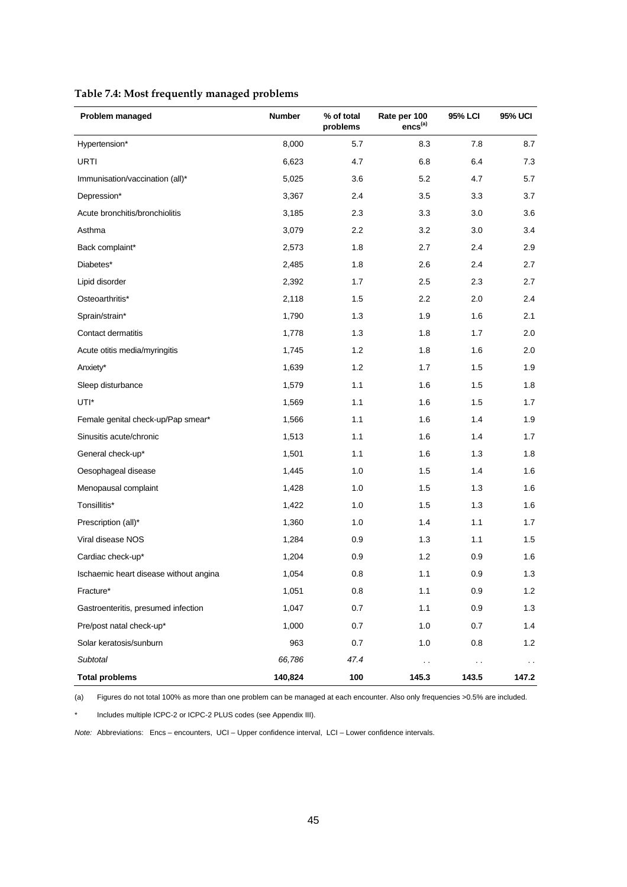**Table 7.4: Most frequently managed problems**

| Problem managed | Number | % of total problems | Rate per 100 encs[(a)] | 95% LCI | 95% UCI |
|---|---|---|---|---|---|
| Hypertension* | 8,000 | 5.7 | 8.3 | 7.8 | 8.7 |
| URTI | 6,623 | 4.7 | 6.8 | 6.4 | 7.3 |
| Immunisation/vaccination (all)* | 5,025 | 3.6 | 5.2 | 4.7 | 5.7 |
| Depression* | 3,367 | 2.4 | 3.5 | 3.3 | 3.7 |
| Acute bronchitis/bronchiolitis | 3,185 | 2.3 | 3.3 | 3.0 | 3.6 |
| Asthma | 3,079 | 2.2 | 3.2 | 3.0 | 3.4 |
| Back complaint* | 2,573 | 1.8 | 2.7 | 2.4 | 2.9 |
| Diabetes* | 2,485 | 1.8 | 2.6 | 2.4 | 2.7 |
| Lipid disorder | 2,392 | 1.7 | 2.5 | 2.3 | 2.7 |
| Osteoarthritis* | 2,118 | 1.5 | 2.2 | 2.0 | 2.4 |
| Sprain/strain* | 1,790 | 1.3 | 1.9 | 1.6 | 2.1 |
| Contact dermatitis | 1,778 | 1.3 | 1.8 | 1.7 | 2.0 |
| Acute otitis media/myringitis | 1,745 | 1.2 | 1.8 | 1.6 | 2.0 |
| Anxiety* | 1,639 | 1.2 | 1.7 | 1.5 | 1.9 |
| Sleep disturbance | 1,579 | 1.1 | 1.6 | 1.5 | 1.8 |
| UTI* | 1,569 | 1.1 | 1.6 | 1.5 | 1.7 |
| Female genital check-up/Pap smear* | 1,566 | 1.1 | 1.6 | 1.4 | 1.9 |
| Sinusitis acute/chronic | 1,513 | 1.1 | 1.6 | 1.4 | 1.7 |
| General check-up* | 1,501 | 1.1 | 1.6 | 1.3 | 1.8 |
| Oesophageal disease | 1,445 | 1.0 | 1.5 | 1.4 | 1.6 |
| Menopausal complaint | 1,428 | 1.0 | 1.5 | 1.3 | 1.6 |
| Tonsillitis* | 1,422 | 1.0 | 1.5 | 1.3 | 1.6 |
| Prescription (all)* | 1,360 | 1.0 | 1.4 | 1.1 | 1.7 |
| Viral disease NOS | 1,284 | 0.9 | 1.3 | 1.1 | 1.5 |
| Cardiac check-up* | 1,204 | 0.9 | 1.2 | 0.9 | 1.6 |
| Ischaemic heart disease without angina | 1,054 | 0.8 | 1.1 | 0.9 | 1.3 |
| Fracture* | 1,051 | 0.8 | 1.1 | 0.9 | 1.2 |
| Gastroenteritis, presumed infection | 1,047 | 0.7 | 1.1 | 0.9 | 1.3 |
| Pre/post natal check-up* | 1,000 | 0.7 | 1.0 | 0.7 | 1.4 |
| Solar keratosis/sunburn | 963 | 0.7 | 1.0 | 0.8 | 1.2 |
| *Subtotal* | *66,786* | *47.4* | . . | . . | . . |
| **Total problems** | **140,824** | **100** | **145.3** | **143.5** | **147.2** |

(a) Figures do not total 100% as more than one problem can be managed at each encounter. Also only frequencies >0.5% are included.

* Includes multiple ICPC-2 or ICPC-2 PLUS codes (see Appendix III).

*Note:* Abbreviations: Encs – encounters, UCI – Upper confidence interval, LCI – Lower confidence intervals.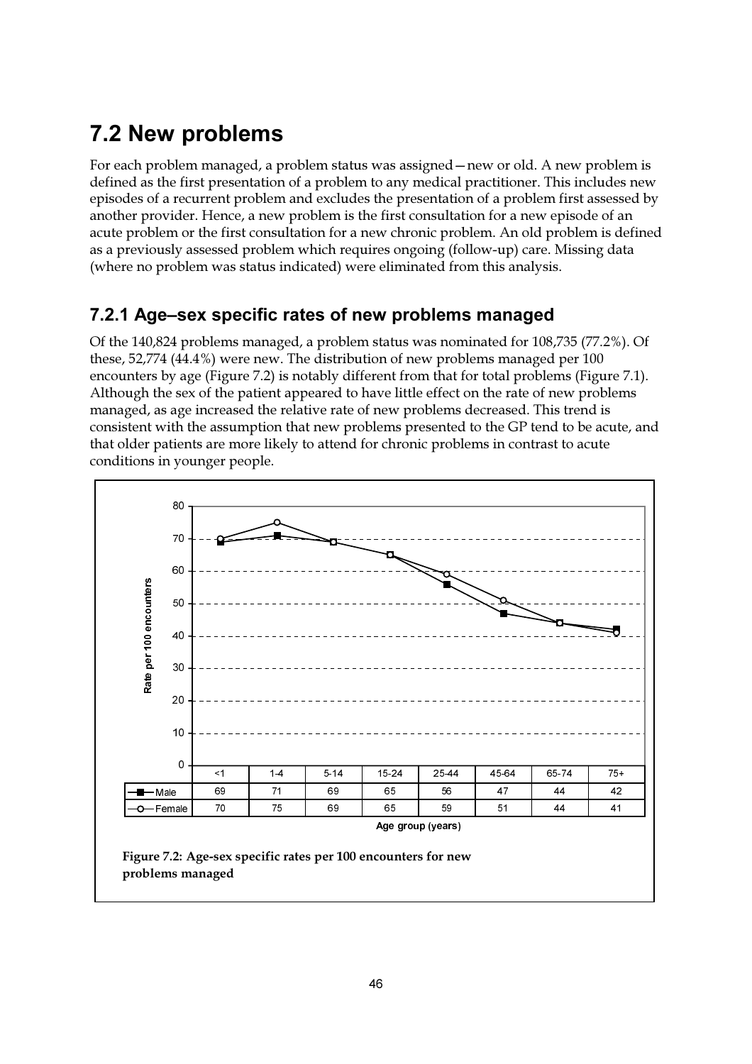# 7.2 New problems

For each problem managed, a problem status was assigned—new or old. A new problem is defined as the first presentation of a problem to any medical practitioner. This includes new episodes of a recurrent problem and excludes the presentation of a problem first assessed by another provider. Hence, a new problem is the first consultation for a new episode of an acute problem or the first consultation for a new chronic problem. An old problem is defined as a previously assessed problem which requires ongoing (follow-up) care. Missing data (where no problem was status indicated) were eliminated from this analysis.

## 7.2.1 Age–sex specific rates of new problems managed

Of the 140,824 problems managed, a problem status was nominated for 108,735 (77.2%). Of these, 52,774 (44.4%) were new. The distribution of new problems managed per 100 encounters by age (Figure 7.2) is notably different from that for total problems (Figure 7.1). Although the sex of the patient appeared to have little effect on the rate of new problems managed, as age increased the relative rate of new problems decreased. This trend is consistent with the assumption that new problems presented to the GP tend to be acute, and that older patients are more likely to attend for chronic problems in contrast to acute conditions in younger people.

| Age group (years) | <1 | 1-4 | 5-14 | 15-24 | 25-44 | 45-64 | 65-74 | 75+ |
|---|---|---|---|---|---|---|---|---|
| Male | 69 | 71 | 69 | 65 | 56 | 47 | 44 | 42 |
| Female | 70 | 75 | 69 | 65 | 59 | 51 | 44 | 41 |

**Figure 7.2: Age-sex specific rates per 100 encounters for new problems managed**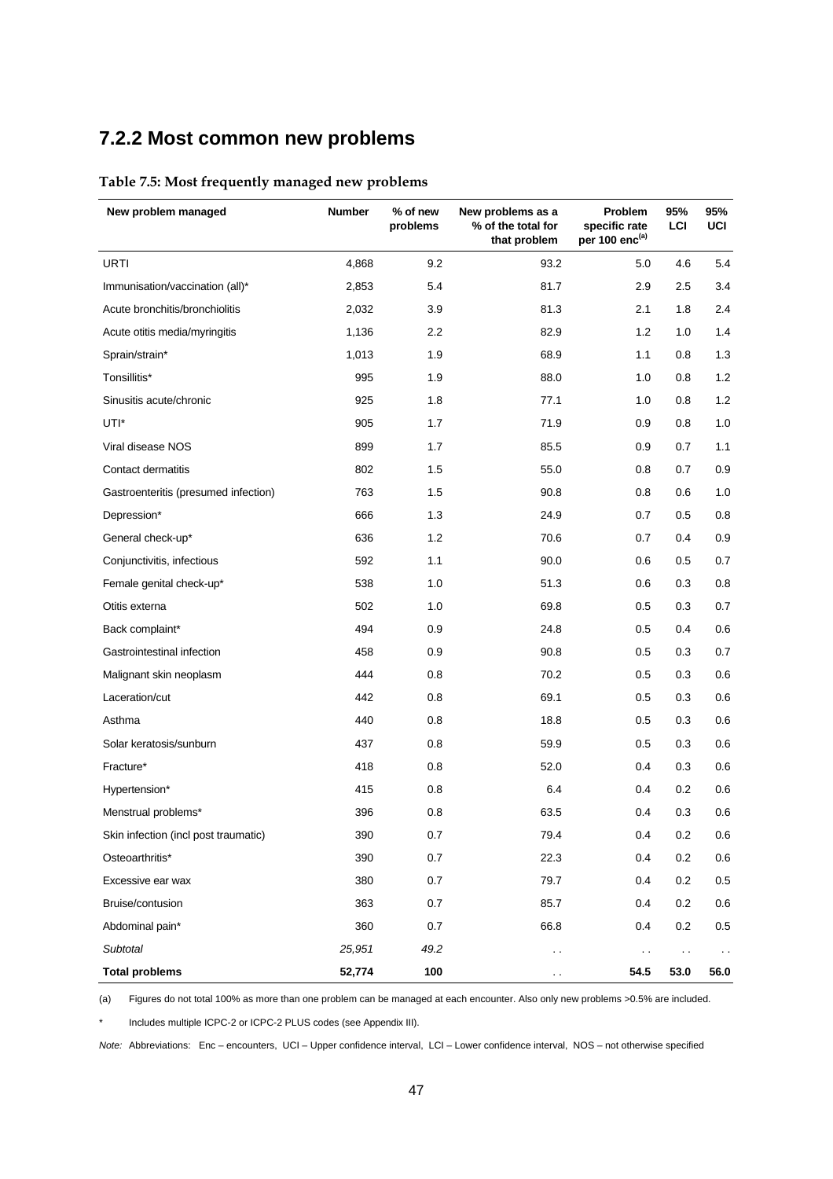## 7.2.2 Most common new problems

**Table 7.5: Most frequently managed new problems**

| New problem managed | Number | % of new problems | New problems as a % of the total for that problem | Problem specific rate per 100 enc[(a)] | 95% LCI | 95% UCI |
|---|---|---|---|---|---|---|
| URTI | 4,868 | 9.2 | 93.2 | 5.0 | 4.6 | 5.4 |
| Immunisation/vaccination (all)* | 2,853 | 5.4 | 81.7 | 2.9 | 2.5 | 3.4 |
| Acute bronchitis/bronchiolitis | 2,032 | 3.9 | 81.3 | 2.1 | 1.8 | 2.4 |
| Acute otitis media/myringitis | 1,136 | 2.2 | 82.9 | 1.2 | 1.0 | 1.4 |
| Sprain/strain* | 1,013 | 1.9 | 68.9 | 1.1 | 0.8 | 1.3 |
| Tonsillitis* | 995 | 1.9 | 88.0 | 1.0 | 0.8 | 1.2 |
| Sinusitis acute/chronic | 925 | 1.8 | 77.1 | 1.0 | 0.8 | 1.2 |
| UTI* | 905 | 1.7 | 71.9 | 0.9 | 0.8 | 1.0 |
| Viral disease NOS | 899 | 1.7 | 85.5 | 0.9 | 0.7 | 1.1 |
| Contact dermatitis | 802 | 1.5 | 55.0 | 0.8 | 0.7 | 0.9 |
| Gastroenteritis (presumed infection) | 763 | 1.5 | 90.8 | 0.8 | 0.6 | 1.0 |
| Depression* | 666 | 1.3 | 24.9 | 0.7 | 0.5 | 0.8 |
| General check-up* | 636 | 1.2 | 70.6 | 0.7 | 0.4 | 0.9 |
| Conjunctivitis, infectious | 592 | 1.1 | 90.0 | 0.6 | 0.5 | 0.7 |
| Female genital check-up* | 538 | 1.0 | 51.3 | 0.6 | 0.3 | 0.8 |
| Otitis externa | 502 | 1.0 | 69.8 | 0.5 | 0.3 | 0.7 |
| Back complaint* | 494 | 0.9 | 24.8 | 0.5 | 0.4 | 0.6 |
| Gastrointestinal infection | 458 | 0.9 | 90.8 | 0.5 | 0.3 | 0.7 |
| Malignant skin neoplasm | 444 | 0.8 | 70.2 | 0.5 | 0.3 | 0.6 |
| Laceration/cut | 442 | 0.8 | 69.1 | 0.5 | 0.3 | 0.6 |
| Asthma | 440 | 0.8 | 18.8 | 0.5 | 0.3 | 0.6 |
| Solar keratosis/sunburn | 437 | 0.8 | 59.9 | 0.5 | 0.3 | 0.6 |
| Fracture* | 418 | 0.8 | 52.0 | 0.4 | 0.3 | 0.6 |
| Hypertension* | 415 | 0.8 | 6.4 | 0.4 | 0.2 | 0.6 |
| Menstrual problems* | 396 | 0.8 | 63.5 | 0.4 | 0.3 | 0.6 |
| Skin infection (incl post traumatic) | 390 | 0.7 | 79.4 | 0.4 | 0.2 | 0.6 |
| Osteoarthritis* | 390 | 0.7 | 22.3 | 0.4 | 0.2 | 0.6 |
| Excessive ear wax | 380 | 0.7 | 79.7 | 0.4 | 0.2 | 0.5 |
| Bruise/contusion | 363 | 0.7 | 85.7 | 0.4 | 0.2 | 0.6 |
| Abdominal pain* | 360 | 0.7 | 66.8 | 0.4 | 0.2 | 0.5 |
| *Subtotal* | *25,951* | *49.2* | . . | . . | . . | . . |
| **Total problems** | **52,774** | **100** | . . | **54.5** | **53.0** | **56.0** |

(a) Figures do not total 100% as more than one problem can be managed at each encounter. Also only new problems >0.5% are included.

\* Includes multiple ICPC-2 or ICPC-2 PLUS codes (see Appendix III).

*Note:* Abbreviations: Enc – encounters, UCI – Upper confidence interval, LCI – Lower confidence interval, NOS – not otherwise specified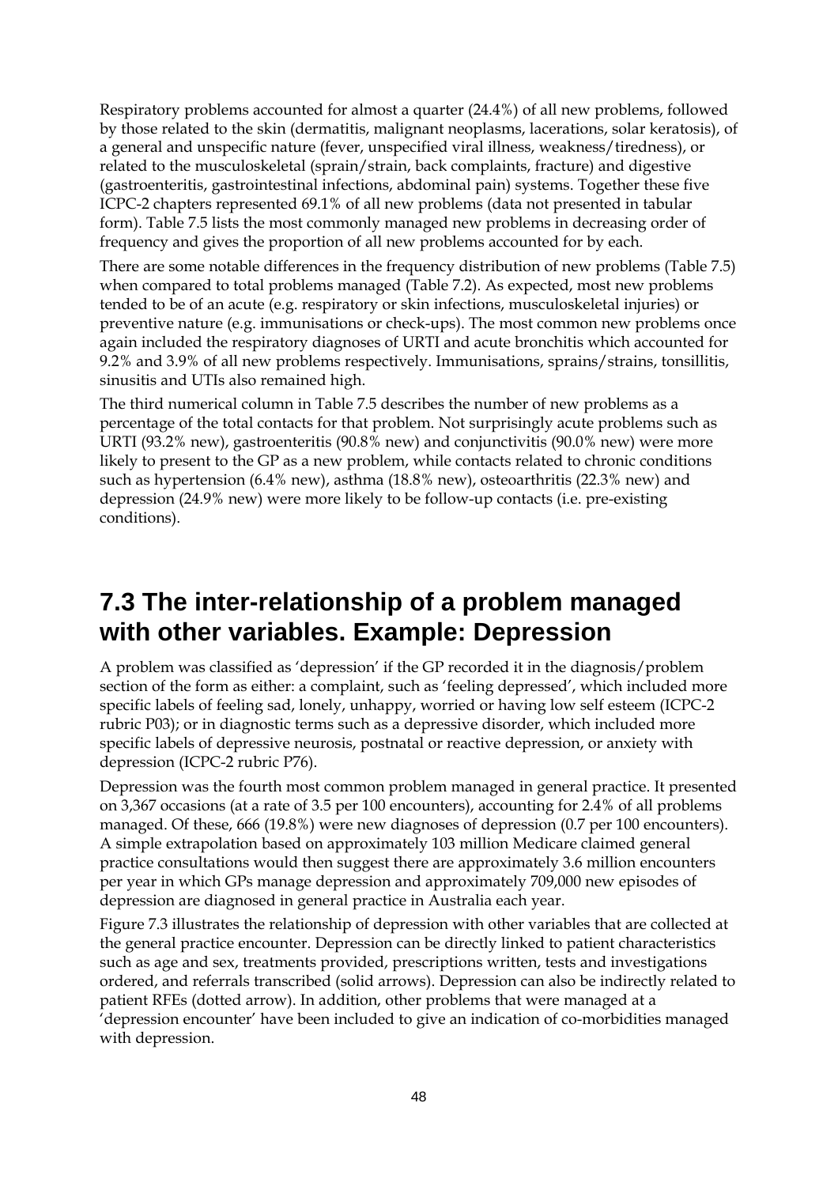Respiratory problems accounted for almost a quarter (24.4%) of all new problems, followed by those related to the skin (dermatitis, malignant neoplasms, lacerations, solar keratosis), of a general and unspecific nature (fever, unspecified viral illness, weakness/tiredness), or related to the musculoskeletal (sprain/strain, back complaints, fracture) and digestive (gastroenteritis, gastrointestinal infections, abdominal pain) systems. Together these five ICPC-2 chapters represented 69.1% of all new problems (data not presented in tabular form). Table 7.5 lists the most commonly managed new problems in decreasing order of frequency and gives the proportion of all new problems accounted for by each.

There are some notable differences in the frequency distribution of new problems (Table 7.5) when compared to total problems managed (Table 7.2). As expected, most new problems tended to be of an acute (e.g. respiratory or skin infections, musculoskeletal injuries) or preventive nature (e.g. immunisations or check-ups). The most common new problems once again included the respiratory diagnoses of URTI and acute bronchitis which accounted for 9.2% and 3.9% of all new problems respectively. Immunisations, sprains/strains, tonsillitis, sinusitis and UTIs also remained high.

The third numerical column in Table 7.5 describes the number of new problems as a percentage of the total contacts for that problem. Not surprisingly acute problems such as URTI (93.2% new), gastroenteritis (90.8% new) and conjunctivitis (90.0% new) were more likely to present to the GP as a new problem, while contacts related to chronic conditions such as hypertension (6.4% new), asthma (18.8% new), osteoarthritis (22.3% new) and depression (24.9% new) were more likely to be follow-up contacts (i.e. pre-existing conditions).

## 7.3 The inter-relationship of a problem managed with other variables. Example: Depression

A problem was classified as 'depression' if the GP recorded it in the diagnosis/problem section of the form as either: a complaint, such as 'feeling depressed', which included more specific labels of feeling sad, lonely, unhappy, worried or having low self esteem (ICPC-2 rubric P03); or in diagnostic terms such as a depressive disorder, which included more specific labels of depressive neurosis, postnatal or reactive depression, or anxiety with depression (ICPC-2 rubric P76).

Depression was the fourth most common problem managed in general practice. It presented on 3,367 occasions (at a rate of 3.5 per 100 encounters), accounting for 2.4% of all problems managed. Of these, 666 (19.8%) were new diagnoses of depression (0.7 per 100 encounters). A simple extrapolation based on approximately 103 million Medicare claimed general practice consultations would then suggest there are approximately 3.6 million encounters per year in which GPs manage depression and approximately 709,000 new episodes of depression are diagnosed in general practice in Australia each year.

Figure 7.3 illustrates the relationship of depression with other variables that are collected at the general practice encounter. Depression can be directly linked to patient characteristics such as age and sex, treatments provided, prescriptions written, tests and investigations ordered, and referrals transcribed (solid arrows). Depression can also be indirectly related to patient RFEs (dotted arrow). In addition, other problems that were managed at a 'depression encounter' have been included to give an indication of co-morbidities managed with depression.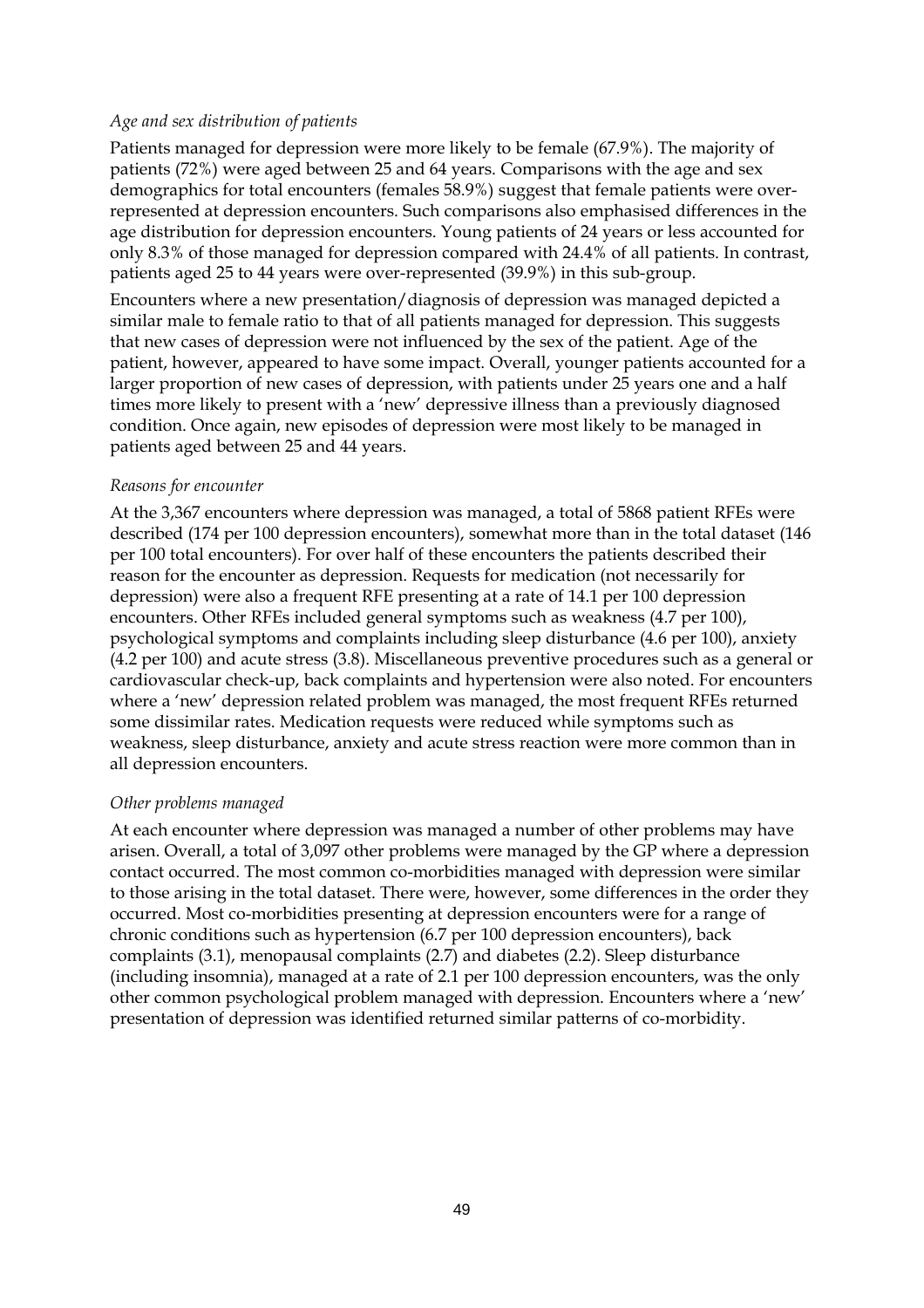*Age and sex distribution of patients*

Patients managed for depression were more likely to be female (67.9%). The majority of patients (72%) were aged between 25 and 64 years. Comparisons with the age and sex demographics for total encounters (females 58.9%) suggest that female patients were over-represented at depression encounters. Such comparisons also emphasised differences in the age distribution for depression encounters. Young patients of 24 years or less accounted for only 8.3% of those managed for depression compared with 24.4% of all patients. In contrast, patients aged 25 to 44 years were over-represented (39.9%) in this sub-group.

Encounters where a new presentation/diagnosis of depression was managed depicted a similar male to female ratio to that of all patients managed for depression. This suggests that new cases of depression were not influenced by the sex of the patient. Age of the patient, however, appeared to have some impact. Overall, younger patients accounted for a larger proportion of new cases of depression, with patients under 25 years one and a half times more likely to present with a 'new' depressive illness than a previously diagnosed condition. Once again, new episodes of depression were most likely to be managed in patients aged between 25 and 44 years.

*Reasons for encounter*

At the 3,367 encounters where depression was managed, a total of 5868 patient RFEs were described (174 per 100 depression encounters), somewhat more than in the total dataset (146 per 100 total encounters). For over half of these encounters the patients described their reason for the encounter as depression. Requests for medication (not necessarily for depression) were also a frequent RFE presenting at a rate of 14.1 per 100 depression encounters. Other RFEs included general symptoms such as weakness (4.7 per 100), psychological symptoms and complaints including sleep disturbance (4.6 per 100), anxiety (4.2 per 100) and acute stress (3.8). Miscellaneous preventive procedures such as a general or cardiovascular check-up, back complaints and hypertension were also noted. For encounters where a 'new' depression related problem was managed, the most frequent RFEs returned some dissimilar rates. Medication requests were reduced while symptoms such as weakness, sleep disturbance, anxiety and acute stress reaction were more common than in all depression encounters.

*Other problems managed*

At each encounter where depression was managed a number of other problems may have arisen. Overall, a total of 3,097 other problems were managed by the GP where a depression contact occurred. The most common co-morbidities managed with depression were similar to those arising in the total dataset. There were, however, some differences in the order they occurred. Most co-morbidities presenting at depression encounters were for a range of chronic conditions such as hypertension (6.7 per 100 depression encounters), back complaints (3.1), menopausal complaints (2.7) and diabetes (2.2). Sleep disturbance (including insomnia), managed at a rate of 2.1 per 100 depression encounters, was the only other common psychological problem managed with depression. Encounters where a 'new' presentation of depression was identified returned similar patterns of co-morbidity.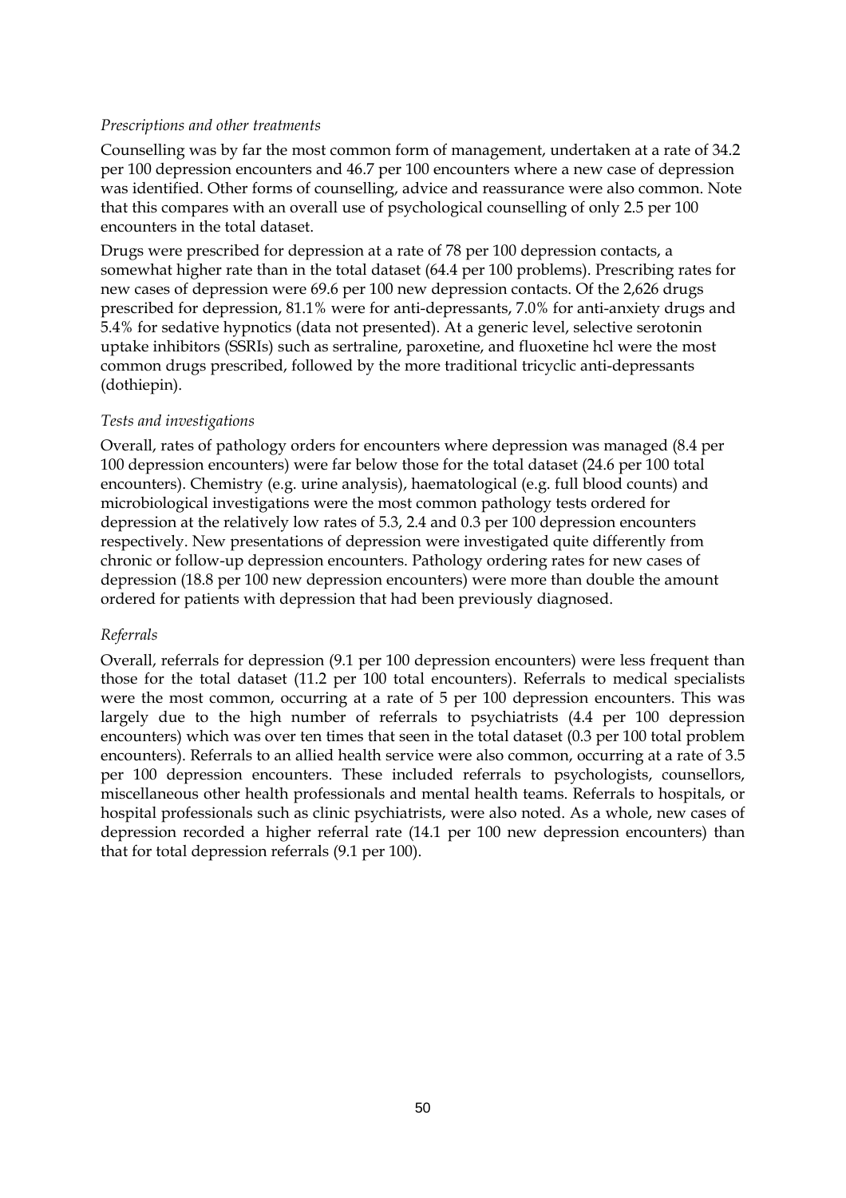*Prescriptions and other treatments*

Counselling was by far the most common form of management, undertaken at a rate of 34.2 per 100 depression encounters and 46.7 per 100 encounters where a new case of depression was identified. Other forms of counselling, advice and reassurance were also common. Note that this compares with an overall use of psychological counselling of only 2.5 per 100 encounters in the total dataset.

Drugs were prescribed for depression at a rate of 78 per 100 depression contacts, a somewhat higher rate than in the total dataset (64.4 per 100 problems). Prescribing rates for new cases of depression were 69.6 per 100 new depression contacts. Of the 2,626 drugs prescribed for depression, 81.1% were for anti-depressants, 7.0% for anti-anxiety drugs and 5.4% for sedative hypnotics (data not presented). At a generic level, selective serotonin uptake inhibitors (SSRIs) such as sertraline, paroxetine, and fluoxetine hcl were the most common drugs prescribed, followed by the more traditional tricyclic anti-depressants (dothiepin).

*Tests and investigations*

Overall, rates of pathology orders for encounters where depression was managed (8.4 per 100 depression encounters) were far below those for the total dataset (24.6 per 100 total encounters). Chemistry (e.g. urine analysis), haematological (e.g. full blood counts) and microbiological investigations were the most common pathology tests ordered for depression at the relatively low rates of 5.3, 2.4 and 0.3 per 100 depression encounters respectively. New presentations of depression were investigated quite differently from chronic or follow-up depression encounters. Pathology ordering rates for new cases of depression (18.8 per 100 new depression encounters) were more than double the amount ordered for patients with depression that had been previously diagnosed.

*Referrals*

Overall, referrals for depression (9.1 per 100 depression encounters) were less frequent than those for the total dataset (11.2 per 100 total encounters). Referrals to medical specialists were the most common, occurring at a rate of 5 per 100 depression encounters. This was largely due to the high number of referrals to psychiatrists (4.4 per 100 depression encounters) which was over ten times that seen in the total dataset (0.3 per 100 total problem encounters). Referrals to an allied health service were also common, occurring at a rate of 3.5 per 100 depression encounters. These included referrals to psychologists, counsellors, miscellaneous other health professionals and mental health teams. Referrals to hospitals, or hospital professionals such as clinic psychiatrists, were also noted. As a whole, new cases of depression recorded a higher referral rate (14.1 per 100 new depression encounters) than that for total depression referrals (9.1 per 100).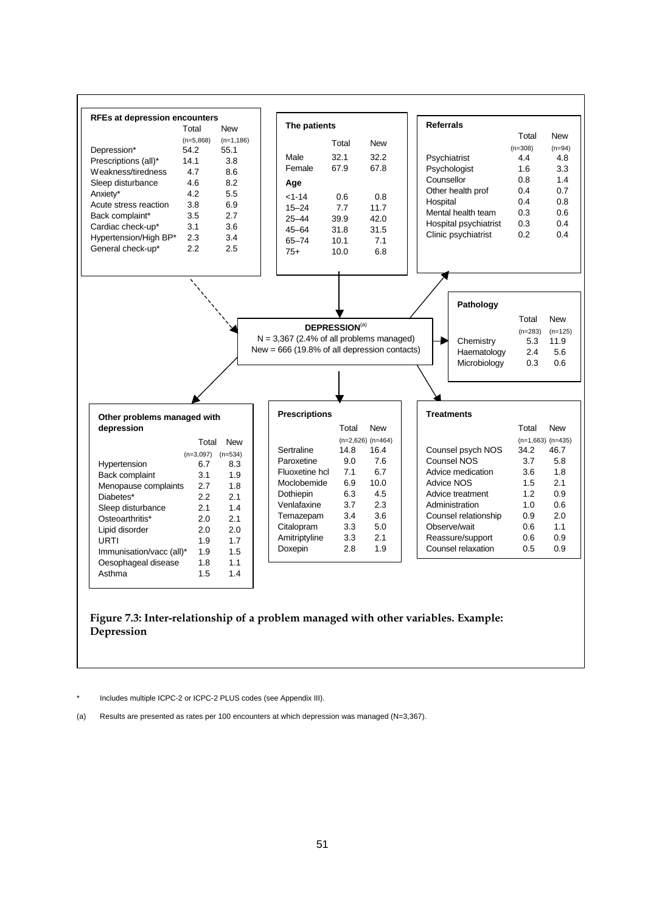**RFEs at depression encounters**

| | Total (n=5,868) | New (n=1,186) |
|---|---|---|
| Depression* | 54.2 | 55.1 |
| Prescriptions (all)* | 14.1 | 3.8 |
| Weakness/tiredness | 4.7 | 8.6 |
| Sleep disturbance | 4.6 | 8.2 |
| Anxiety* | 4.2 | 5.5 |
| Acute stress reaction | 3.8 | 6.9 |
| Back complaint* | 3.5 | 2.7 |
| Cardiac check-up* | 3.1 | 3.6 |
| Hypertension/High BP* | 2.3 | 3.4 |
| General check-up* | 2.2 | 2.5 |

**The patients**

| | Total | New |
|---|---|---|
| Male | 32.1 | 32.2 |
| Female | 67.9 | 67.8 |
| **Age** | | |
| <1-14 | 0.6 | 0.8 |
| 15–24 | 7.7 | 11.7 |
| 25–44 | 39.9 | 42.0 |
| 45–64 | 31.8 | 31.5 |
| 65–74 | 10.1 | 7.1 |
| 75+ | 10.0 | 6.8 |

**Referrals**

| | Total (n=308) | New (n=94) |
|---|---|---|
| Psychiatrist | 4.4 | 4.8 |
| Psychologist | 1.6 | 3.3 |
| Counsellor | 0.8 | 1.4 |
| Other health prof | 0.4 | 0.7 |
| Hospital | 0.4 | 0.8 |
| Mental health team | 0.3 | 0.6 |
| Hospital psychiatrist | 0.3 | 0.4 |
| Clinic psychiatrist | 0.2 | 0.4 |

**DEPRESSION**[(a)]

N = 3,367 (2.4% of all problems managed)

New = 666 (19.8% of all depression contacts)

**Pathology**

| | Total (n=283) | New (n=125) |
|---|---|---|
| Chemistry | 5.3 | 11.9 |
| Haematology | 2.4 | 5.6 |
| Microbiology | 0.3 | 0.6 |

**Other problems managed with depression**

| | Total (n=3,097) | New (n=534) |
|---|---|---|
| Hypertension | 6.7 | 8.3 |
| Back complaint | 3.1 | 1.9 |
| Menopause complaints | 2.7 | 1.8 |
| Diabetes* | 2.2 | 2.1 |
| Sleep disturbance | 2.1 | 1.4 |
| Osteoarthritis* | 2.0 | 2.1 |
| Lipid disorder | 2.0 | 2.0 |
| URTI | 1.9 | 1.7 |
| Immunisation/vacc (all)* | 1.9 | 1.5 |
| Oesophageal disease | 1.8 | 1.1 |
| Asthma | 1.5 | 1.4 |

**Prescriptions**

| | Total (n=2,626) | New (n=464) |
|---|---|---|
| Sertraline | 14.8 | 16.4 |
| Paroxetine | 9.0 | 7.6 |
| Fluoxetine hcl | 7.1 | 6.7 |
| Moclobemide | 6.9 | 10.0 |
| Dothiepin | 6.3 | 4.5 |
| Venlafaxine | 3.7 | 2.3 |
| Temazepam | 3.4 | 3.6 |
| Citalopram | 3.3 | 5.0 |
| Amitriptyline | 3.3 | 2.1 |
| Doxepin | 2.8 | 1.9 |

**Treatments**

| | Total (n=1,663) | New (n=435) |
|---|---|---|
| Counsel psych NOS | 34.2 | 46.7 |
| Counsel NOS | 3.7 | 5.8 |
| Advice medication | 3.6 | 1.8 |
| Advice NOS | 1.5 | 2.1 |
| Advice treatment | 1.2 | 0.9 |
| Administration | 1.0 | 0.6 |
| Counsel relationship | 0.9 | 2.0 |
| Observe/wait | 0.6 | 1.1 |
| Reassure/support | 0.6 | 0.9 |
| Counsel relaxation | 0.5 | 0.9 |

**Figure 7.3: Inter-relationship of a problem managed with other variables. Example: Depression**

\* Includes multiple ICPC-2 or ICPC-2 PLUS codes (see Appendix III).

(a) Results are presented as rates per 100 encounters at which depression was managed (N=3,367).